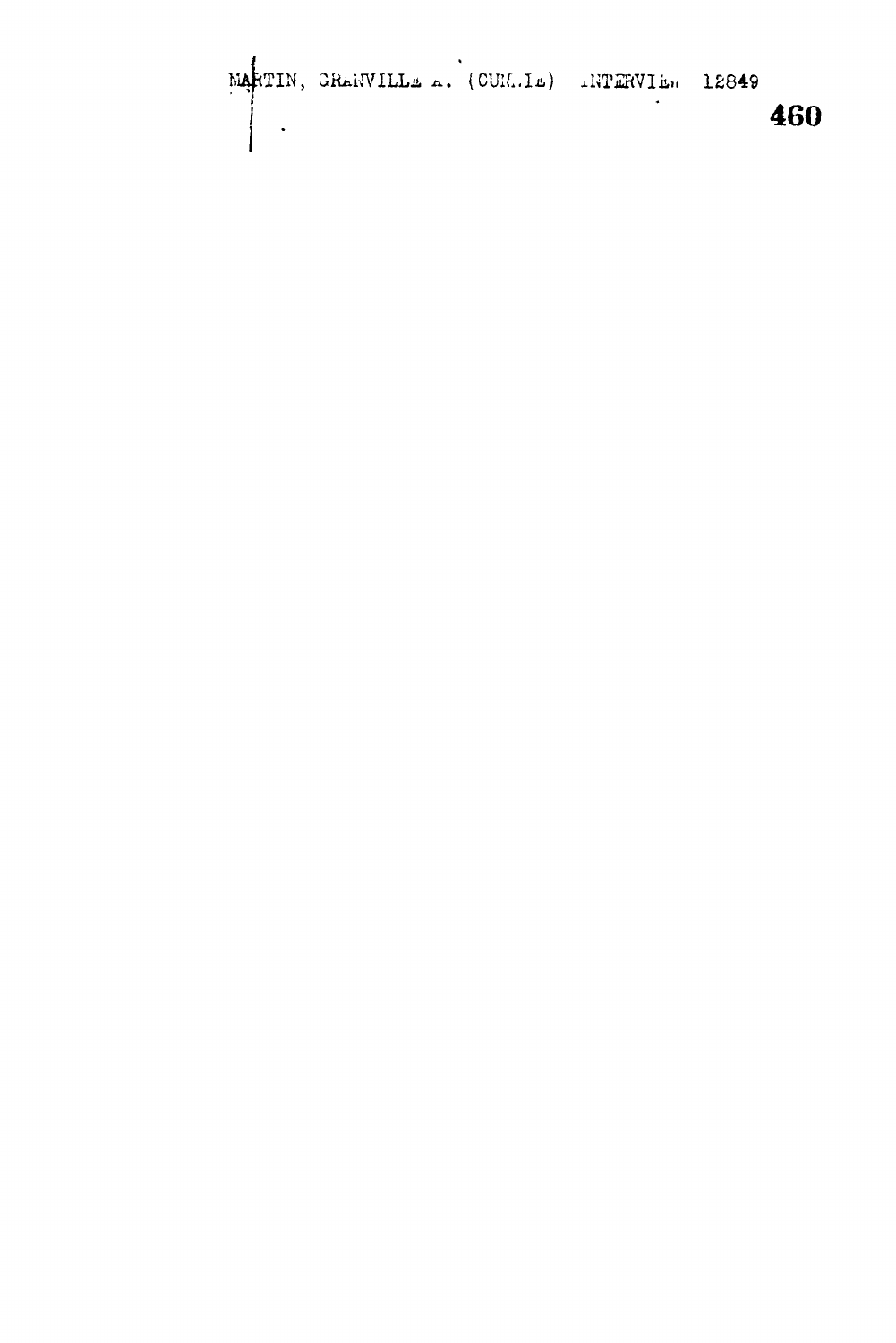MARTIN, GRANVILLE A. (CURRIE) INTERVIEW 12849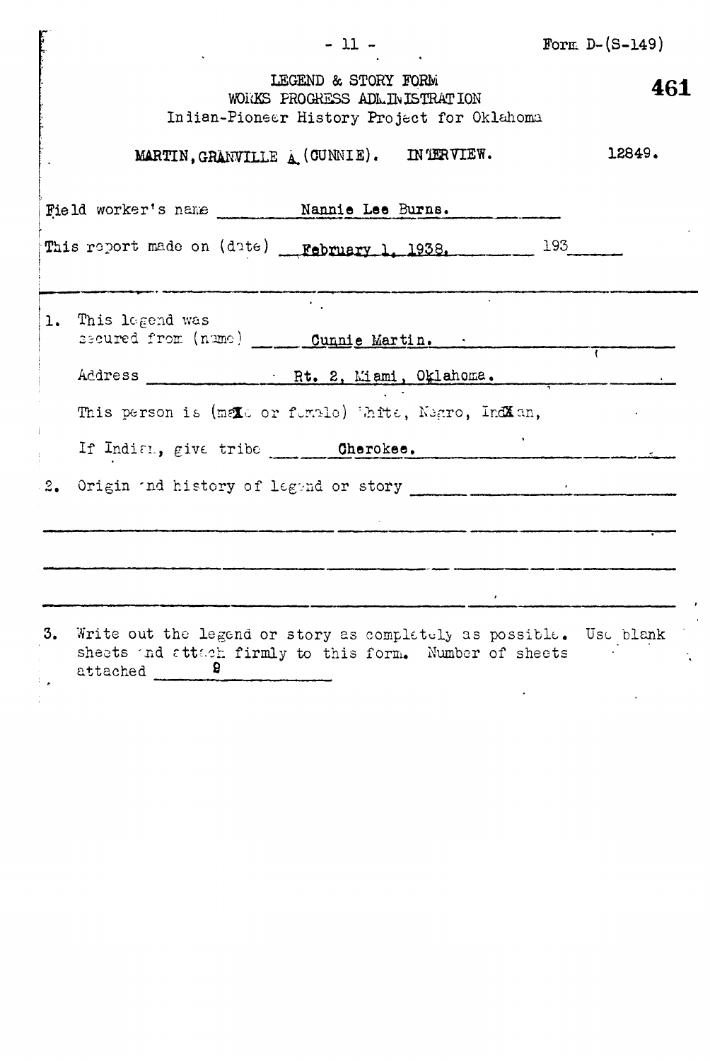Form D-(S-149)

461

LEGEND & STORY FORM
WORKS PROGRESS ADMINISTRATION
Indian-Pioneer History Project for Oklahoma

MARTIN, GRANVILLE A. (CUNNIE). INTERVIEW. 12849.

Field worker's name Nannie Lee Burns.

This report made on (date) February 1, 1938. 193

1. This legend was secured from (name) Cunnie Martin.

   Address Rt. 2, Miami, Oklahoma.

   This person is (male or female) White, Negro, Indian,

   If Indian, give tribe Cherokee.

2. Origin and history of legend or story

3. Write out the legend or story as completely as possible. Use blank sheets and attach firmly to this form. Number of sheets attached 8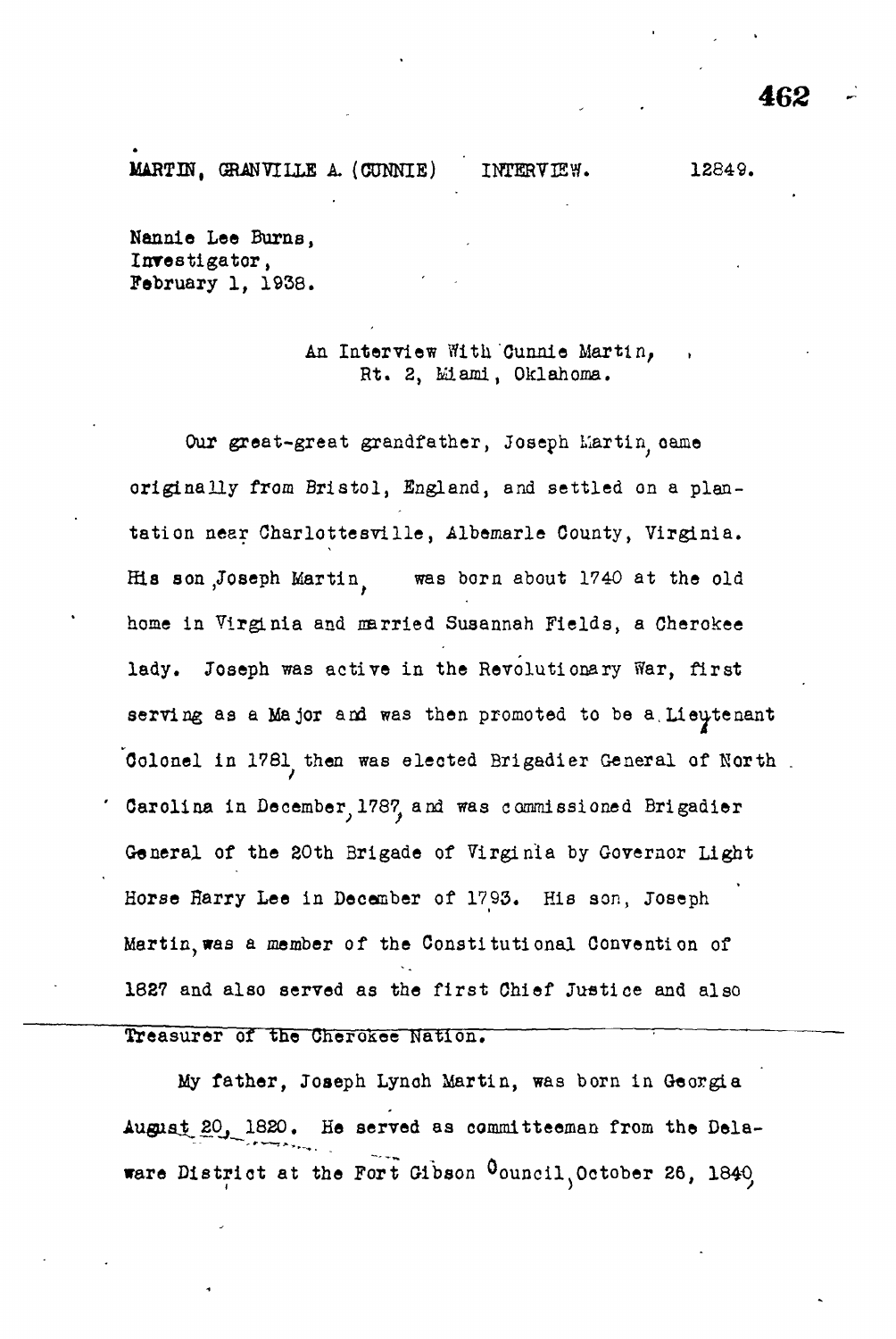MARTIN, GRANVILLE A. (CUNNIE) INTERVIEW. 12849.

Nannie Lee Burns,
Investigator,
February 1, 1938.

An Interview With Cunnie Martin,
Rt. 2, Miami, Oklahoma.

Our great-great grandfather, Joseph Martin, came originally from Bristol, England, and settled on a plantation near Charlottesville, Albemarle County, Virginia. His son, Joseph Martin, was born about 1740 at the old home in Virginia and married Susannah Fields, a Cherokee lady. Joseph was active in the Revolutionary War, first serving as a Major and was then promoted to be a Lieutenant Colonel in 1781, then was elected Brigadier General of North Carolina in December, 1787, and was commissioned Brigadier General of the 20th Brigade of Virginia by Governor Light Horse Harry Lee in December of 1793. His son, Joseph Martin, was a member of the Constitutional Convention of 1827 and also served as the first Chief Justice and also Treasurer of the Cherokee Nation.

My father, Joseph Lynch Martin, was born in Georgia August 20, 1820. He served as committeeman from the Delaware District at the Fort Gibson Council, October 26, 1840,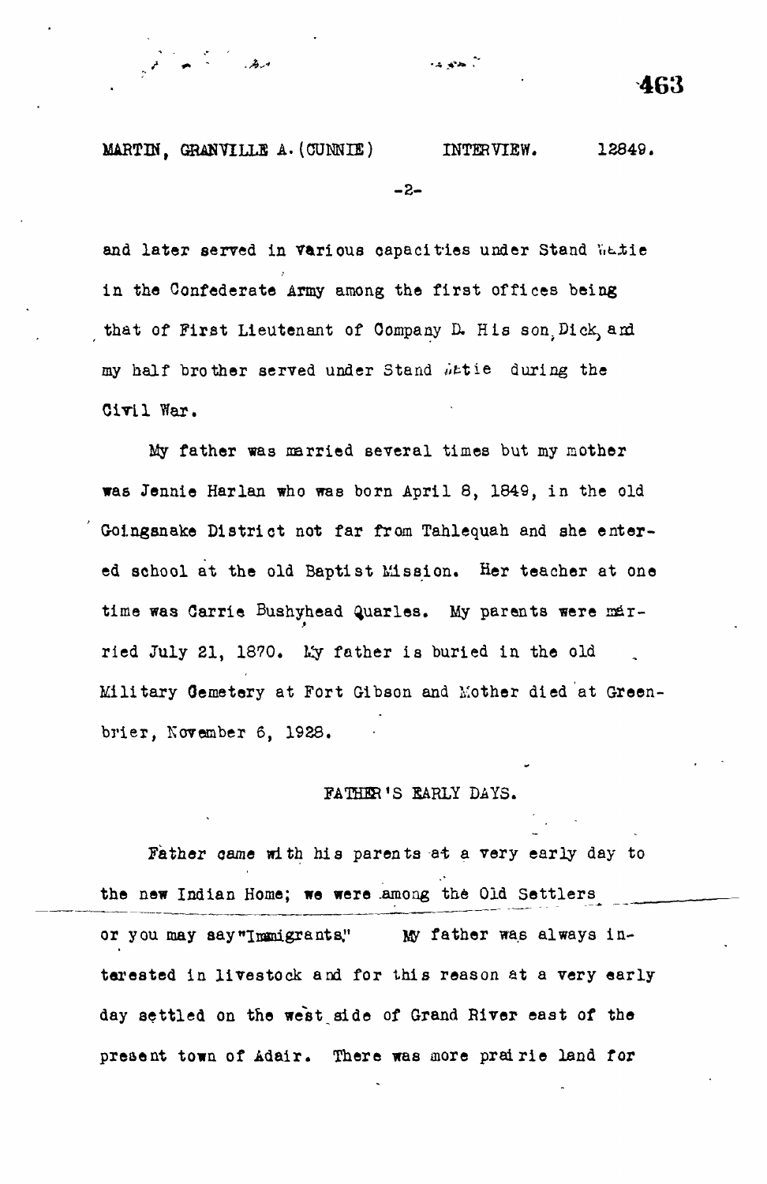and later served in various capacities under Stand Watie in the Confederate Army among the first offices being that of First Lieutenant of Company D. His son, Dick, and my half brother served under Stand Watie during the Civil War.

My father was married several times but my mother was Jennie Harlan who was born April 8, 1849, in the old Goingsnake District not far from Tahlequah and she entered school at the old Baptist Mission. Her teacher at one time was Carrie Bushyhead Quarles. My parents were married July 21, 1870. My father is buried in the old Military Cemetery at Fort Gibson and Mother died at Greenbrier, November 6, 1928.

## FATHER'S EARLY DAYS.

Father came with his parents at a very early day to the new Indian Home; we were among the Old Settlers or you may say "Immigrants." My father was always interested in livestock and for this reason at a very early day settled on the west side of Grand River east of the present town of Adair. There was more prairie land for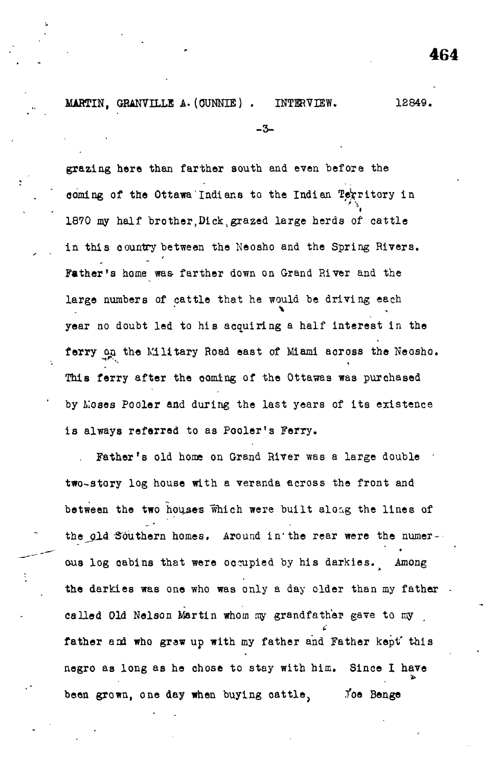grazing here than farther south and even before the coming of the Ottawa Indians to the Indian Territory in 1870 my half brother, Dick, grazed large herds of cattle in this country between the Neosho and the Spring Rivers. Father's home was farther down on Grand River and the large numbers of cattle that he would be driving each year no doubt led to his acquiring a half interest in the ferry on the Military Road east of Miami across the Neosho. This ferry after the coming of the Ottawas was purchased by Moses Pooler and during the last years of its existence is always referred to as Pooler's Ferry.

Father's old home on Grand River was a large double two-story log house with a veranda across the front and between the two houses which were built along the lines of the old Southern homes. Around in the rear were the numerous log cabins that were occupied by his darkies. Among the darkies was one who was only a day older than my father called Old Nelson Martin whom my grandfather gave to my father and who grew up with my father and Father kept this negro as long as he chose to stay with him. Since I have been grown, one day when buying cattle, Joe Benge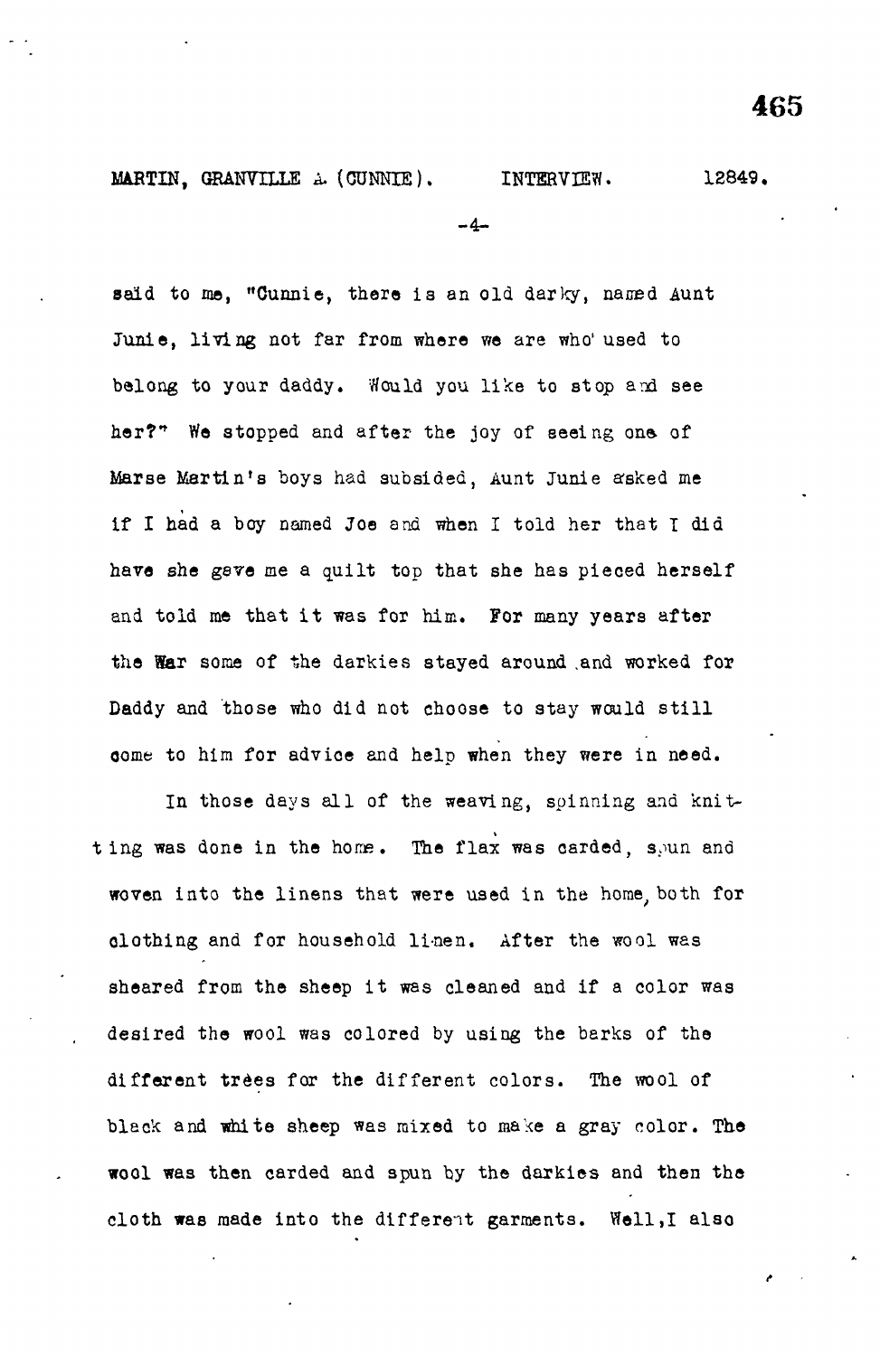said to me, "Cunnie, there is an old darky, named Aunt Junie, living not far from where we are who used to belong to your daddy. Would you like to stop and see her?" We stopped and after the joy of seeing one of Marse Martin's boys had subsided, Aunt Junie asked me if I had a boy named Joe and when I told her that I did have she gave me a quilt top that she has pieced herself and told me that it was for him. For many years after the War some of the darkies stayed around and worked for Daddy and those who did not choose to stay would still come to him for advice and help when they were in need.

In those days all of the weaving, spinning and knitting was done in the home. The flax was carded, spun and woven into the linens that were used in the home, both for clothing and for household linen. After the wool was sheared from the sheep it was cleaned and if a color was desired the wool was colored by using the barks of the different trees for the different colors. The wool of black and white sheep was mixed to make a gray color. The wool was then carded and spun by the darkies and then the cloth was made into the different garments. Well, I also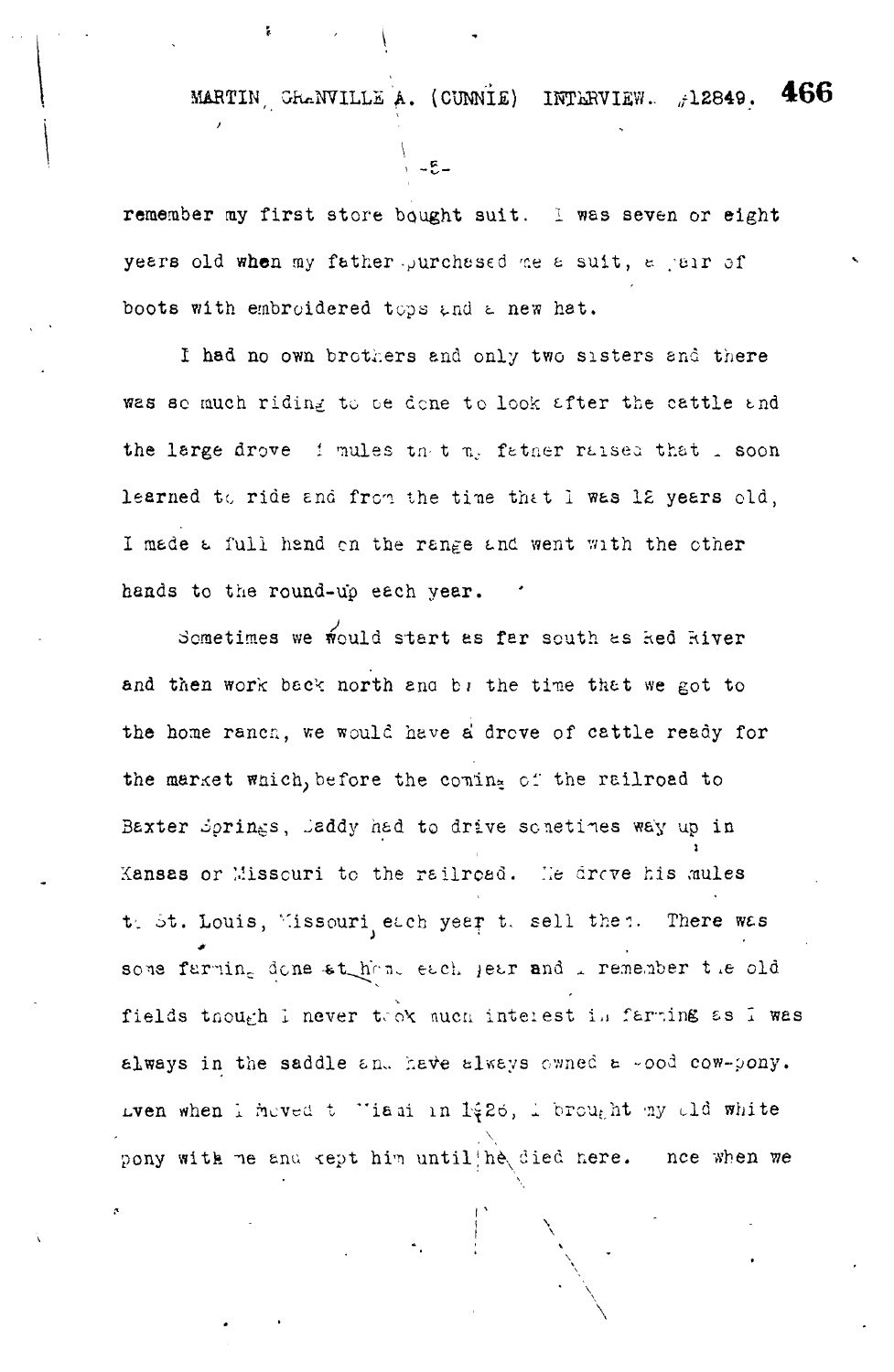remember my first store bought suit. I was seven or eight years old when my father purchased me a suit, a pair of boots with embroidered tops and a new hat.

I had no own brothers and only two sisters and there was so much riding to be done to look after the cattle and the large drove of mules that my father raised that I soon learned to ride and from the time that I was 12 years old, I made a full hand on the range and went with the other hands to the round-up each year.

Sometimes we would start as far south as Red River and then work back north and by the time that we got to the home ranch, we would have a drove of cattle ready for the market which, before the coming of the railroad to Baxter Springs, Daddy had to drive sometimes way up in Kansas or Missouri to the railroad. He drove his mules to St. Louis, Missouri, each year to sell them. There was some farming done at home each year and I remember the old fields though I never took much interest in farming as I was always in the saddle and have always owned a good cow-pony. Even when I moved to Miami in 1926, I brought my old white pony with me and kept him until he died here. nce when we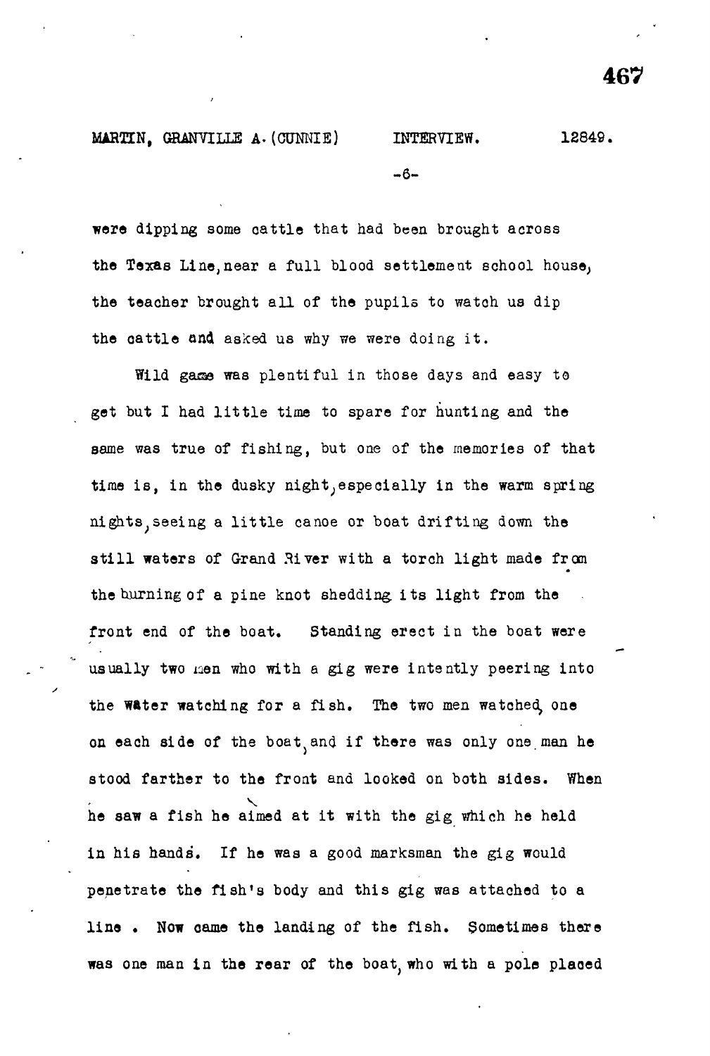were dipping some cattle that had been brought across the Texas Line, near a full blood settlement school house, the teacher brought all of the pupils to watch us dip the cattle and asked us why we were doing it.

Wild game was plentiful in those days and easy to get but I had little time to spare for hunting and the same was true of fishing, but one of the memories of that time is, in the dusky night, especially in the warm spring nights, seeing a little canoe or boat drifting down the still waters of Grand River with a torch light made from the burning of a pine knot shedding its light from the front end of the boat. Standing erect in the boat were usually two men who with a gig were intently peering into the water watching for a fish. The two men watched, one on each side of the boat, and if there was only one man he stood farther to the front and looked on both sides. When he saw a fish he aimed at it with the gig which he held in his hands. If he was a good marksman the gig would penetrate the fish's body and this gig was attached to a line. Now came the landing of the fish. Sometimes there was one man in the rear of the boat, who with a pole placed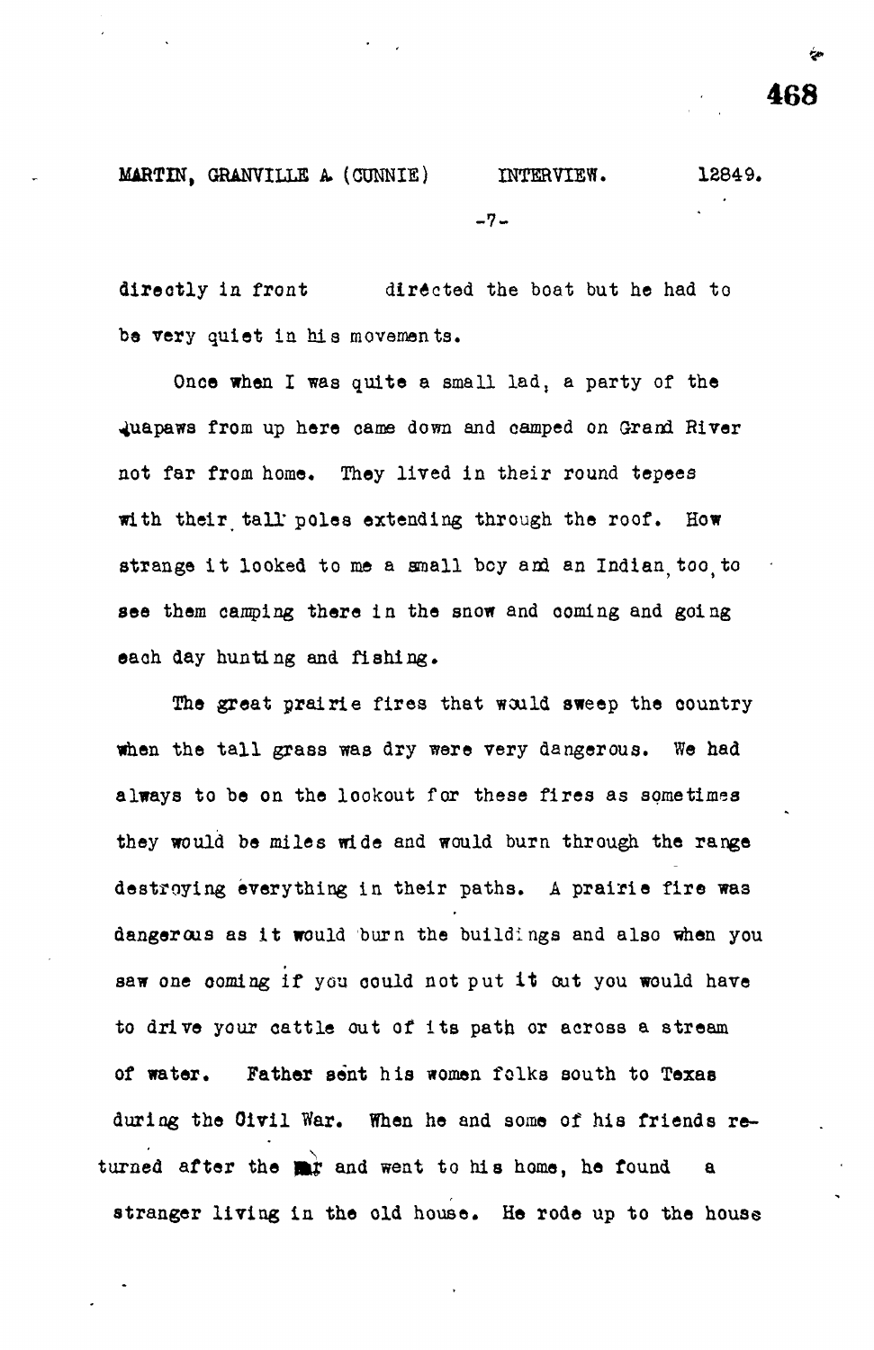directly in front directed the boat but he had to be very quiet in his movements.

Once when I was quite a small lad, a party of the Quapaws from up here came down and camped on Grand River not far from home. They lived in their round tepees with their tall poles extending through the roof. How strange it looked to me a small boy and an Indian, too, to see them camping there in the snow and coming and going each day hunting and fishing.

The great prairie fires that would sweep the country when the tall grass was dry were very dangerous. We had always to be on the lookout for these fires as sometimes they would be miles wide and would burn through the range destroying everything in their paths. A prairie fire was dangerous as it would burn the buildings and also when you saw one coming if you could not put it out you would have to drive your cattle out of its path or across a stream of water. Father sent his women folks south to Texas during the Civil War. When he and some of his friends returned after the war and went to his home, he found a stranger living in the old house. He rode up to the house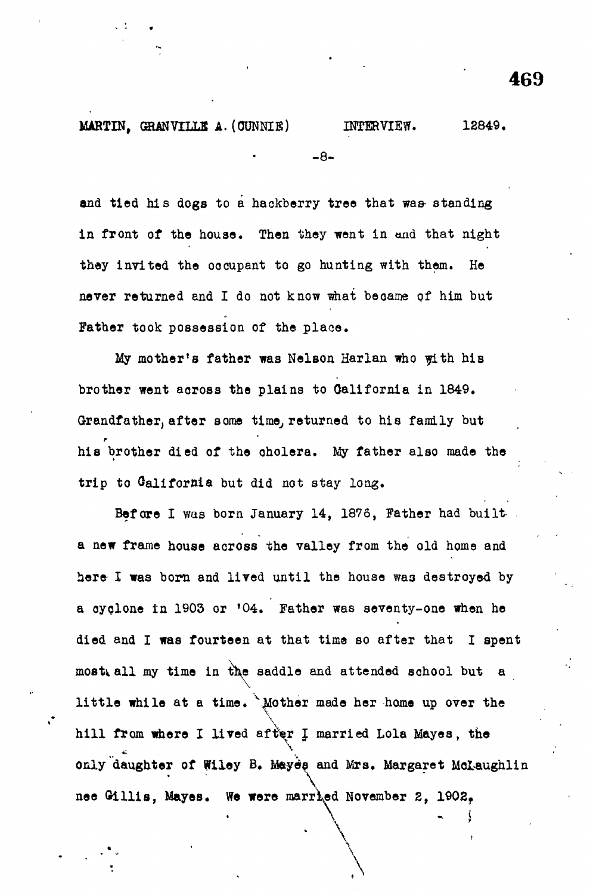and tied his dogs to a hackberry tree that was standing in front of the house. Then they went in and that night they invited the occupant to go hunting with them. He never returned and I do not know what became of him but Father took possession of the place.

My mother's father was Nelson Harlan who with his brother went across the plains to California in 1849. Grandfather, after some time, returned to his family but his brother died of the cholera. My father also made the trip to California but did not stay long.

Before I was born January 14, 1876, Father had built a new frame house across the valley from the old home and here I was born and lived until the house was destroyed by a cyclone in 1903 or '04. Father was seventy-one when he died and I was fourteen at that time so after that I spent most all my time in the saddle and attended school but a little while at a time. Mother made her home up over the hill from where I lived after I married Lola Mayes, the only daughter of Wiley B. Mayes and Mrs. Margaret McLaughlin nee Gillis, Mayes. We were married November 2, 1902.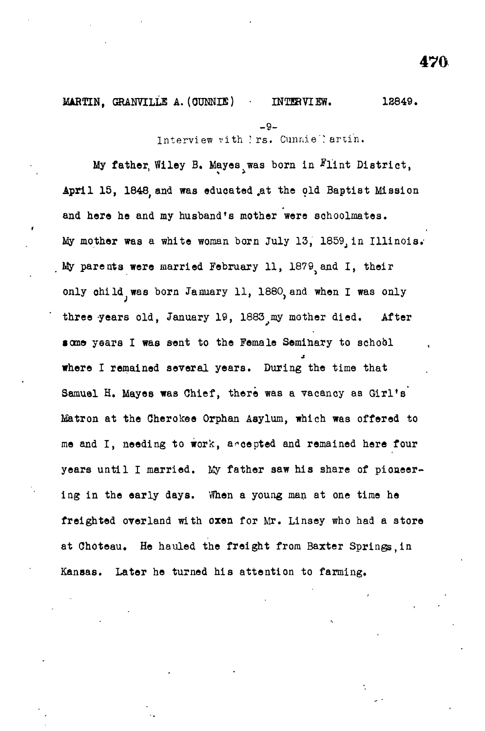MARTIN, GRANVILLE A. (CUNNIE)     INTERVIEW.     12849.

-9-

Interview with Mrs. Cunnie Martin.

My father, Wiley B. Mayes, was born in Flint District, April 15, 1848, and was educated at the old Baptist Mission and here he and my husband's mother were schoolmates. My mother was a white woman born July 13, 1859, in Illinois. My parents were married February 11, 1879, and I, their only child, was born January 11, 1880, and when I was only three years old, January 19, 1883, my mother died. After some years I was sent to the Female Seminary to school where I remained several years. During the time that Samuel H. Mayes was Chief, there was a vacancy as Girl's Matron at the Cherokee Orphan Asylum, which was offered to me and I, needing to work, accepted and remained here four years until I married. My father saw his share of pioneering in the early days. When a young man at one time he freighted overland with oxen for Mr. Linsey who had a store at Choteau. He hauled the freight from Baxter Springs, in Kansas. Later he turned his attention to farming.